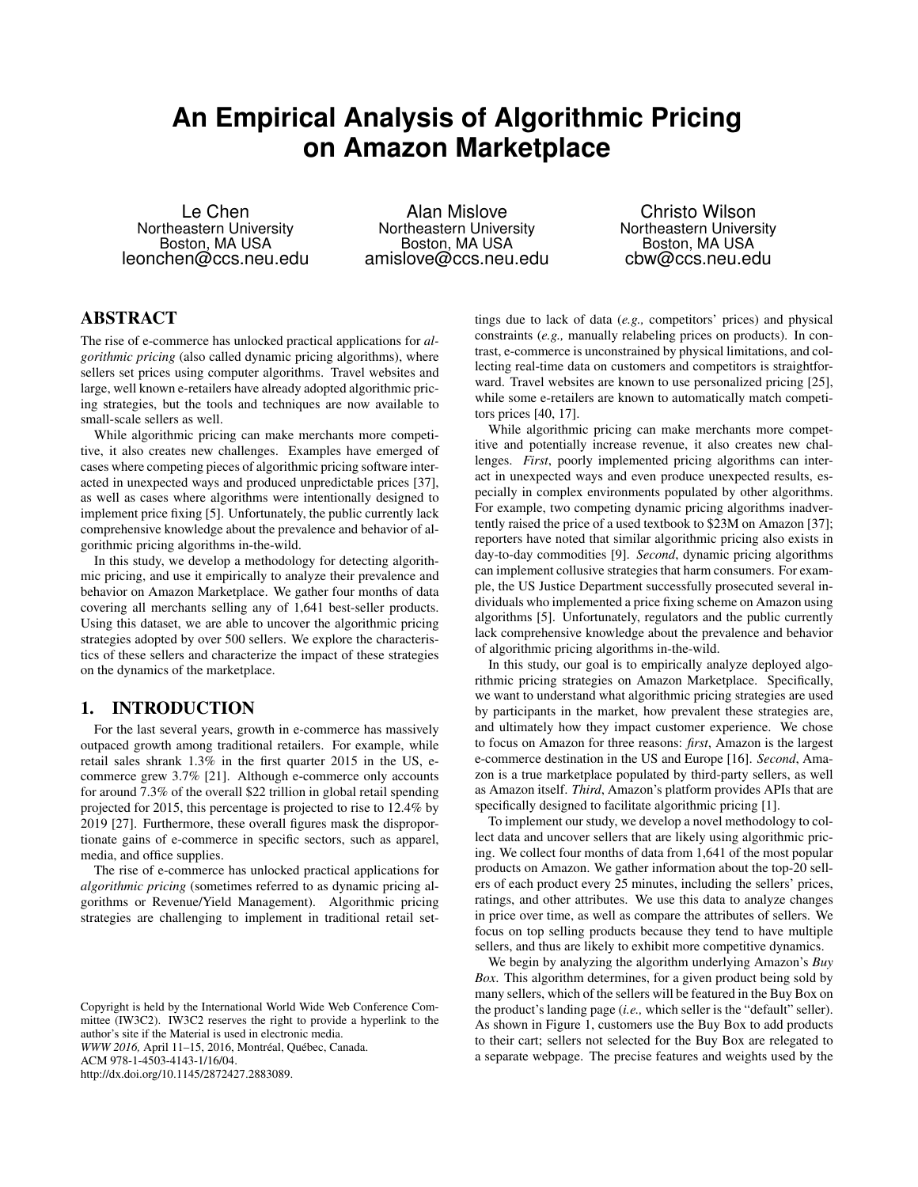# An Empirical Analysis of Algorithmic Pricing on Amazon Marketplace

Le Chen
Northeastern University
Boston, MA USA
leonchen@ccs.neu.edu

Alan Mislove
Northeastern University
Boston, MA USA
amislove@ccs.neu.edu

Christo Wilson
Northeastern University
Boston, MA USA
cbw@ccs.neu.edu

## ABSTRACT

The rise of e-commerce has unlocked practical applications for *algorithmic pricing* (also called dynamic pricing algorithms), where sellers set prices using computer algorithms. Travel websites and large, well known e-retailers have already adopted algorithmic pricing strategies, but the tools and techniques are now available to small-scale sellers as well.

While algorithmic pricing can make merchants more competitive, it also creates new challenges. Examples have emerged of cases where competing pieces of algorithmic pricing software interacted in unexpected ways and produced unpredictable prices [37], as well as cases where algorithms were intentionally designed to implement price fixing [5]. Unfortunately, the public currently lack comprehensive knowledge about the prevalence and behavior of algorithmic pricing algorithms in-the-wild.

In this study, we develop a methodology for detecting algorithmic pricing, and use it empirically to analyze their prevalence and behavior on Amazon Marketplace. We gather four months of data covering all merchants selling any of 1,641 best-seller products. Using this dataset, we are able to uncover the algorithmic pricing strategies adopted by over 500 sellers. We explore the characteristics of these sellers and characterize the impact of these strategies on the dynamics of the marketplace.

## 1. INTRODUCTION

For the last several years, growth in e-commerce has massively outpaced growth among traditional retailers. For example, while retail sales shrank 1.3% in the first quarter 2015 in the US, e-commerce grew 3.7% [21]. Although e-commerce only accounts for around 7.3% of the overall $22 trillion in global retail spending projected for 2015, this percentage is projected to rise to 12.4% by 2019 [27]. Furthermore, these overall figures mask the disproportionate gains of e-commerce in specific sectors, such as apparel, media, and office supplies.

The rise of e-commerce has unlocked practical applications for *algorithmic pricing* (sometimes referred to as dynamic pricing algorithms or Revenue/Yield Management). Algorithmic pricing strategies are challenging to implement in traditional retail settings due to lack of data (*e.g.,* competitors' prices) and physical constraints (*e.g.,* manually relabeling prices on products). In contrast, e-commerce is unconstrained by physical limitations, and collecting real-time data on customers and competitors is straightforward. Travel websites are known to use personalized pricing [25], while some e-retailers are known to automatically match competitors prices [40, 17].

While algorithmic pricing can make merchants more competitive and potentially increase revenue, it also creates new challenges. *First*, poorly implemented pricing algorithms can interact in unexpected ways and even produce unexpected results, especially in complex environments populated by other algorithms. For example, two competing dynamic pricing algorithms inadvertently raised the price of a used textbook to $23M on Amazon [37]; reporters have noted that similar algorithmic pricing also exists in day-to-day commodities [9]. *Second*, dynamic pricing algorithms can implement collusive strategies that harm consumers. For example, the US Justice Department successfully prosecuted several individuals who implemented a price fixing scheme on Amazon using algorithms [5]. Unfortunately, regulators and the public currently lack comprehensive knowledge about the prevalence and behavior of algorithmic pricing algorithms in-the-wild.

In this study, our goal is to empirically analyze deployed algorithmic pricing strategies on Amazon Marketplace. Specifically, we want to understand what algorithmic pricing strategies are used by participants in the market, how prevalent these strategies are, and ultimately how they impact customer experience. We chose to focus on Amazon for three reasons: *first*, Amazon is the largest e-commerce destination in the US and Europe [16]. *Second*, Amazon is a true marketplace populated by third-party sellers, as well as Amazon itself. *Third*, Amazon's platform provides APIs that are specifically designed to facilitate algorithmic pricing [1].

To implement our study, we develop a novel methodology to collect data and uncover sellers that are likely using algorithmic pricing. We collect four months of data from 1,641 of the most popular products on Amazon. We gather information about the top-20 sellers of each product every 25 minutes, including the sellers' prices, ratings, and other attributes. We use this data to analyze changes in price over time, as well as compare the attributes of sellers. We focus on top selling products because they tend to have multiple sellers, and thus are likely to exhibit more competitive dynamics.

We begin by analyzing the algorithm underlying Amazon's *Buy Box*. This algorithm determines, for a given product being sold by many sellers, which of the sellers will be featured in the Buy Box on the product's landing page (*i.e.,* which seller is the "default" seller). As shown in Figure 1, customers use the Buy Box to add products to their cart; sellers not selected for the Buy Box are relegated to a separate webpage. The precise features and weights used by the

Copyright is held by the International World Wide Web Conference Committee (IW3C2). IW3C2 reserves the right to provide a hyperlink to the author's site if the Material is used in electronic media.
*WWW 2016,* April 11–15, 2016, Montréal, Québec, Canada.
ACM 978-1-4503-4143-1/16/04.
http://dx.doi.org/10.1145/2872427.2883089.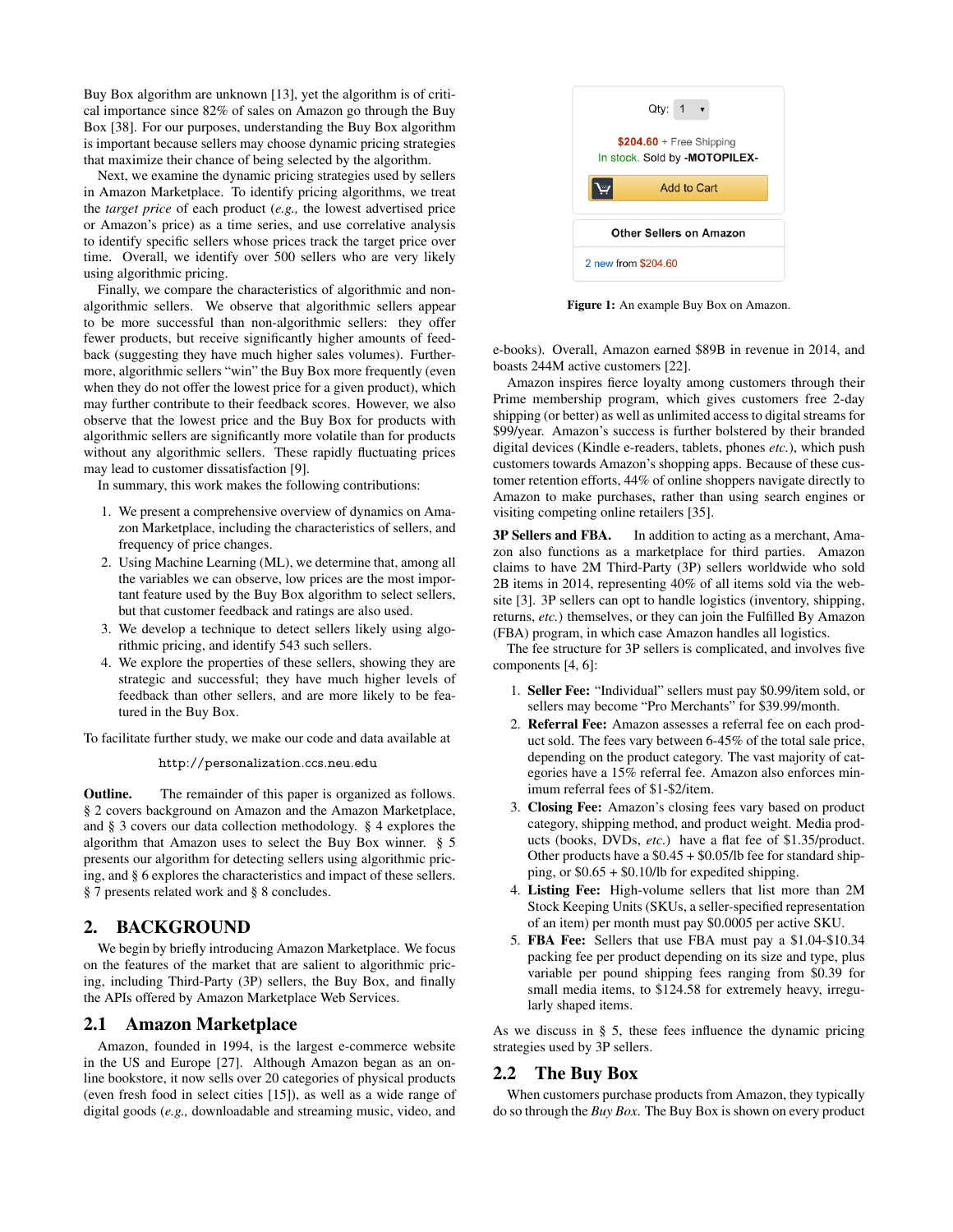Buy Box algorithm are unknown [13], yet the algorithm is of critical importance since 82% of sales on Amazon go through the Buy Box [38]. For our purposes, understanding the Buy Box algorithm is important because sellers may choose dynamic pricing strategies that maximize their chance of being selected by the algorithm.

Next, we examine the dynamic pricing strategies used by sellers in Amazon Marketplace. To identify pricing algorithms, we treat the *target price* of each product (*e.g.,* the lowest advertised price or Amazon's price) as a time series, and use correlative analysis to identify specific sellers whose prices track the target price over time. Overall, we identify over 500 sellers who are very likely using algorithmic pricing.

Finally, we compare the characteristics of algorithmic and non-algorithmic sellers. We observe that algorithmic sellers appear to be more successful than non-algorithmic sellers: they offer fewer products, but receive significantly higher amounts of feedback (suggesting they have much higher sales volumes). Furthermore, algorithmic sellers "win" the Buy Box more frequently (even when they do not offer the lowest price for a given product), which may further contribute to their feedback scores. However, we also observe that the lowest price and the Buy Box for products with algorithmic sellers are significantly more volatile than for products without any algorithmic sellers. These rapidly fluctuating prices may lead to customer dissatisfaction [9].

In summary, this work makes the following contributions:

1. We present a comprehensive overview of dynamics on Amazon Marketplace, including the characteristics of sellers, and frequency of price changes.
2. Using Machine Learning (ML), we determine that, among all the variables we can observe, low prices are the most important feature used by the Buy Box algorithm to select sellers, but that customer feedback and ratings are also used.
3. We develop a technique to detect sellers likely using algorithmic pricing, and identify 543 such sellers.
4. We explore the properties of these sellers, showing they are strategic and successful; they have much higher levels of feedback than other sellers, and are more likely to be featured in the Buy Box.

To facilitate further study, we make our code and data available at

http://personalization.ccs.neu.edu

**Outline.** The remainder of this paper is organized as follows. § 2 covers background on Amazon and the Amazon Marketplace, and § 3 covers our data collection methodology. § 4 explores the algorithm that Amazon uses to select the Buy Box winner. § 5 presents our algorithm for detecting sellers using algorithmic pricing, and § 6 explores the characteristics and impact of these sellers. § 7 presents related work and § 8 concludes.

## 2. BACKGROUND

We begin by briefly introducing Amazon Marketplace. We focus on the features of the market that are salient to algorithmic pricing, including Third-Party (3P) sellers, the Buy Box, and finally the APIs offered by Amazon Marketplace Web Services.

### 2.1 Amazon Marketplace

Amazon, founded in 1994, is the largest e-commerce website in the US and Europe [27]. Although Amazon began as an online bookstore, it now sells over 20 categories of physical products (even fresh food in select cities [15]), as well as a wide range of digital goods (*e.g.,* downloadable and streaming music, video, and e-books). Overall, Amazon earned $89B in revenue in 2014, and boasts 244M active customers [22].

Qty: 1

$204.60 + Free Shipping
In stock. Sold by -MOTOPILEX-

Add to Cart

Other Sellers on Amazon

2 new from $204.60

**Figure 1:** An example Buy Box on Amazon.

Amazon inspires fierce loyalty among customers through their Prime membership program, which gives customers free 2-day shipping (or better) as well as unlimited access to digital streams for $99/year. Amazon's success is further bolstered by their branded digital devices (Kindle e-readers, tablets, phones *etc.*), which push customers towards Amazon's shopping apps. Because of these customer retention efforts, 44% of online shoppers navigate directly to Amazon to make purchases, rather than using search engines or visiting competing online retailers [35].

**3P Sellers and FBA.** In addition to acting as a merchant, Amazon also functions as a marketplace for third parties. Amazon claims to have 2M Third-Party (3P) sellers worldwide who sold 2B items in 2014, representing 40% of all items sold via the website [3]. 3P sellers can opt to handle logistics (inventory, shipping, returns, *etc.*) themselves, or they can join the Fulfilled By Amazon (FBA) program, in which case Amazon handles all logistics.

The fee structure for 3P sellers is complicated, and involves five components [4, 6]:

1. **Seller Fee:** "Individual" sellers must pay $0.99/item sold, or sellers may become "Pro Merchants" for $39.99/month.
2. **Referral Fee:** Amazon assesses a referral fee on each product sold. The fees vary between 6-45% of the total sale price, depending on the product category. The vast majority of categories have a 15% referral fee. Amazon also enforces minimum referral fees of $1-$2/item.
3. **Closing Fee:** Amazon's closing fees vary based on product category, shipping method, and product weight. Media products (books, DVDs, *etc.*) have a flat fee of $1.35/product. Other products have a $0.45 + $0.05/lb fee for standard shipping, or $0.65 + $0.10/lb for expedited shipping.
4. **Listing Fee:** High-volume sellers that list more than 2M Stock Keeping Units (SKUs, a seller-specified representation of an item) per month must pay $0.0005 per active SKU.
5. **FBA Fee:** Sellers that use FBA must pay a $1.04-$10.34 packing fee per product depending on its size and type, plus variable per pound shipping fees ranging from $0.39 for small media items, to $124.58 for extremely heavy, irregularly shaped items.

As we discuss in § 5, these fees influence the dynamic pricing strategies used by 3P sellers.

### 2.2 The Buy Box

When customers purchase products from Amazon, they typically do so through the *Buy Box*. The Buy Box is shown on every product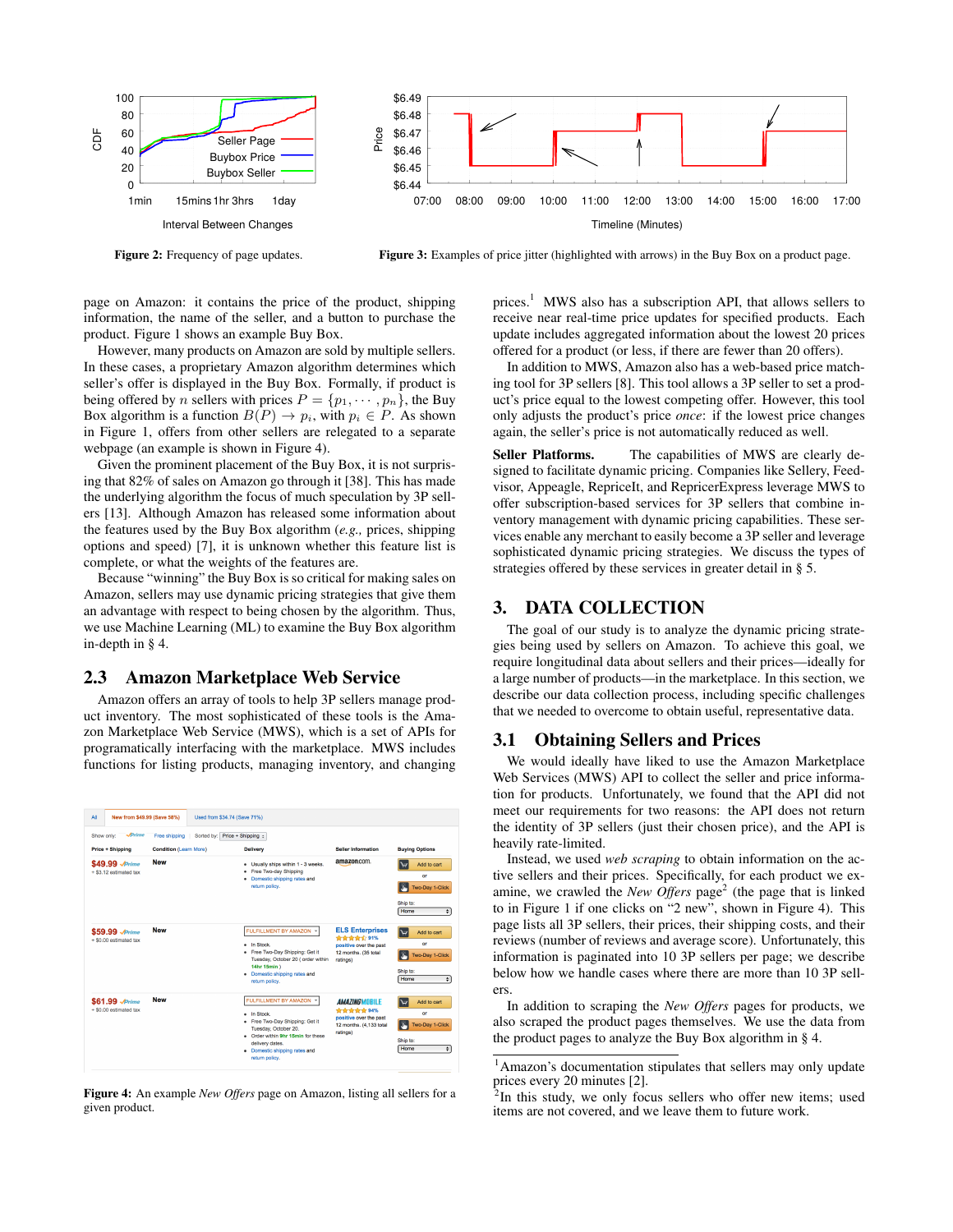Figure 2: Frequency of page updates.

Figure 3: Examples of price jitter (highlighted with arrows) in the Buy Box on a product page.

page on Amazon: it contains the price of the product, shipping information, the name of the seller, and a button to purchase the product. Figure 1 shows an example Buy Box.

However, many products on Amazon are sold by multiple sellers. In these cases, a proprietary Amazon algorithm determines which seller's offer is displayed in the Buy Box. Formally, if product is being offered by $n$ sellers with prices $P = \{p_1, \cdots, p_n\}$, the Buy Box algorithm is a function $B(P) \rightarrow p_i$, with $p_i \in P$. As shown in Figure 1, offers from other sellers are relegated to a separate webpage (an example is shown in Figure 4).

Given the prominent placement of the Buy Box, it is not surprising that 82% of sales on Amazon go through it [38]. This has made the underlying algorithm the focus of much speculation by 3P sellers [13]. Although Amazon has released some information about the features used by the Buy Box algorithm (*e.g.,* prices, shipping options and speed) [7], it is unknown whether this feature list is complete, or what the weights of the features are.

Because "winning" the Buy Box is so critical for making sales on Amazon, sellers may use dynamic pricing strategies that give them an advantage with respect to being chosen by the algorithm. Thus, we use Machine Learning (ML) to examine the Buy Box algorithm in-depth in § 4.

## 2.3 Amazon Marketplace Web Service

Amazon offers an array of tools to help 3P sellers manage product inventory. The most sophisticated of these tools is the Amazon Marketplace Web Service (MWS), which is a set of APIs for programatically interfacing with the marketplace. MWS includes functions for listing products, managing inventory, and changing prices.[1] MWS also has a subscription API, that allows sellers to receive near real-time price updates for specified products. Each update includes aggregated information about the lowest 20 prices offered for a product (or less, if there are fewer than 20 offers).

In addition to MWS, Amazon also has a web-based price matching tool for 3P sellers [8]. This tool allows a 3P seller to set a product's price equal to the lowest competing offer. However, this tool only adjusts the product's price *once*: if the lowest price changes again, the seller's price is not automatically reduced as well.

**Seller Platforms.** The capabilities of MWS are clearly designed to facilitate dynamic pricing. Companies like Sellery, Feedvisor, Appeagle, RepriceIt, and RepricerExpress leverage MWS to offer subscription-based services for 3P sellers that combine inventory management with dynamic pricing capabilities. These services enable any merchant to easily become a 3P seller and leverage sophisticated dynamic pricing strategies. We discuss the types of strategies offered by these services in greater detail in § 5.

Figure 4: An example *New Offers* page on Amazon, listing all sellers for a given product.

# 3. DATA COLLECTION

The goal of our study is to analyze the dynamic pricing strategies being used by sellers on Amazon. To achieve this goal, we require longitudinal data about sellers and their prices—ideally for a large number of products—in the marketplace. In this section, we describe our data collection process, including specific challenges that we needed to overcome to obtain useful, representative data.

## 3.1 Obtaining Sellers and Prices

We would ideally have liked to use the Amazon Marketplace Web Services (MWS) API to collect the seller and price information for products. Unfortunately, we found that the API did not meet our requirements for two reasons: the API does not return the identity of 3P sellers (just their chosen price), and the API is heavily rate-limited.

Instead, we used *web scraping* to obtain information on the active sellers and their prices. Specifically, for each product we examine, we crawled the *New Offers* page[2] (the page that is linked to in Figure 1 if one clicks on "2 new", shown in Figure 4). This page lists all 3P sellers, their prices, their shipping costs, and their reviews (number of reviews and average score). Unfortunately, this information is paginated into 10 3P sellers per page; we describe below how we handle cases where there are more than 10 3P sellers.

In addition to scraping the *New Offers* pages for products, we also scraped the product pages themselves. We use the data from the product pages to analyze the Buy Box algorithm in § 4.

[1] Amazon's documentation stipulates that sellers may only update prices every 20 minutes [2].

[2] In this study, we only focus sellers who offer new items; used items are not covered, and we leave them to future work.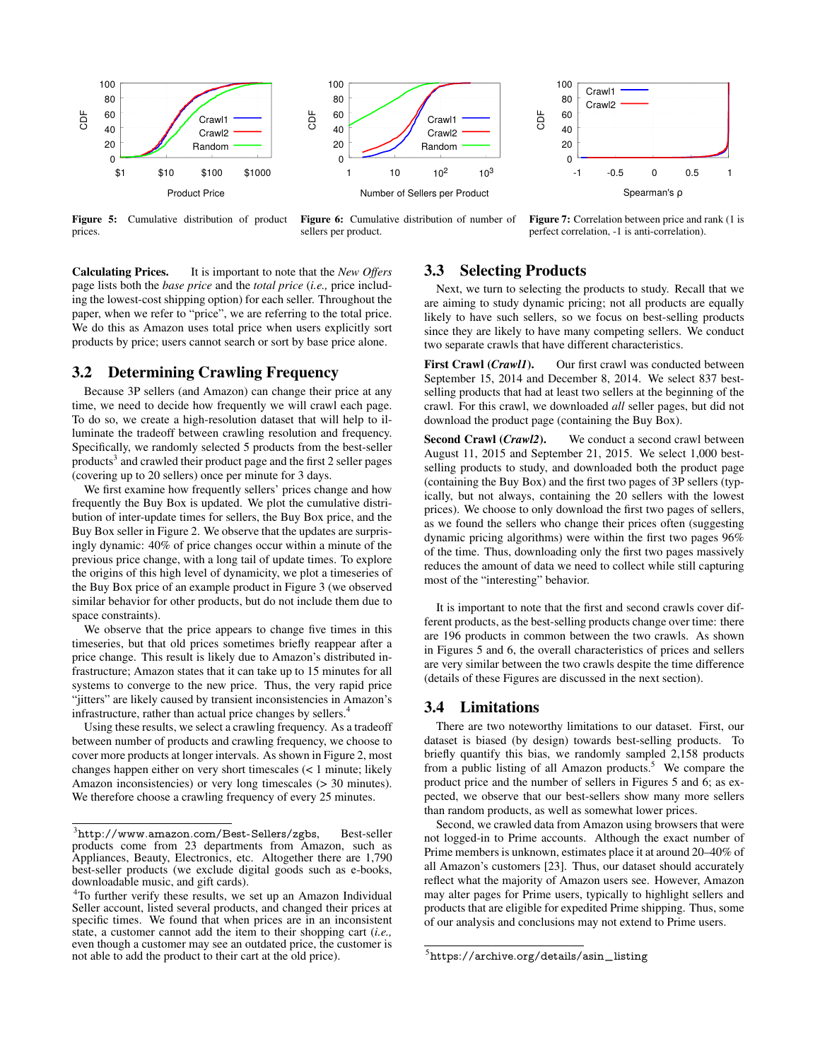Figure 5: Cumulative distribution of product prices.

Figure 6: Cumulative distribution of number of sellers per product.

Figure 7: Correlation between price and rank (1 is perfect correlation, -1 is anti-correlation).

**Calculating Prices.** It is important to note that the *New Offers* page lists both the *base price* and the *total price* (*i.e.,* price including the lowest-cost shipping option) for each seller. Throughout the paper, when we refer to "price", we are referring to the total price. We do this as Amazon uses total price when users explicitly sort products by price; users cannot search or sort by base price alone.

## 3.2 Determining Crawling Frequency

Because 3P sellers (and Amazon) can change their price at any time, we need to decide how frequently we will crawl each page. To do so, we create a high-resolution dataset that will help to illuminate the tradeoff between crawling resolution and frequency. Specifically, we randomly selected 5 products from the best-seller products[3] and crawled their product page and the first 2 seller pages (covering up to 20 sellers) once per minute for 3 days.

We first examine how frequently sellers' prices change and how frequently the Buy Box is updated. We plot the cumulative distribution of inter-update times for sellers, the Buy Box price, and the Buy Box seller in Figure 2. We observe that the updates are surprisingly dynamic: 40% of price changes occur within a minute of the previous price change, with a long tail of update times. To explore the origins of this high level of dynamicity, we plot a timeseries of the Buy Box price of an example product in Figure 3 (we observed similar behavior for other products, but do not include them due to space constraints).

We observe that the price appears to change five times in this timeseries, but that old prices sometimes briefly reappear after a price change. This result is likely due to Amazon's distributed infrastructure; Amazon states that it can take up to 15 minutes for all systems to converge to the new price. Thus, the very rapid price "jitters" are likely caused by transient inconsistencies in Amazon's infrastructure, rather than actual price changes by sellers.[4]

Using these results, we select a crawling frequency. As a tradeoff between number of products and crawling frequency, we choose to cover more products at longer intervals. As shown in Figure 2, most changes happen either on very short timescales (< 1 minute; likely Amazon inconsistencies) or very long timescales (> 30 minutes). We therefore choose a crawling frequency of every 25 minutes.

[3] http://www.amazon.com/Best-Sellers/zgbs, Best-seller products come from 23 departments from Amazon, such as Appliances, Beauty, Electronics, etc. Altogether there are 1,790 best-seller products (we exclude digital goods such as e-books, downloadable music, and gift cards).

[4] To further verify these results, we set up an Amazon Individual Seller account, listed several products, and changed their prices at specific times. We found that when prices are in an inconsistent state, a customer cannot add the item to their shopping cart (*i.e.,* even though a customer may see an outdated price, the customer is not able to add the product to their cart at the old price).

## 3.3 Selecting Products

Next, we turn to selecting the products to study. Recall that we are aiming to study dynamic pricing; not all products are equally likely to have such sellers, so we focus on best-selling products since they are likely to have many competing sellers. We conduct two separate crawls that have different characteristics.

**First Crawl (*Crawl1*).** Our first crawl was conducted between September 15, 2014 and December 8, 2014. We select 837 best-selling products that had at least two sellers at the beginning of the crawl. For this crawl, we downloaded *all* seller pages, but did not download the product page (containing the Buy Box).

**Second Crawl (*Crawl2*).** We conduct a second crawl between August 11, 2015 and September 21, 2015. We select 1,000 best-selling products to study, and downloaded both the product page (containing the Buy Box) and the first two pages of 3P sellers (typically, but not always, containing the 20 sellers with the lowest prices). We choose to only download the first two pages of sellers, as we found the sellers who change their prices often (suggesting dynamic pricing algorithms) were within the first two pages 96% of the time. Thus, downloading only the first two pages massively reduces the amount of data we need to collect while still capturing most of the "interesting" behavior.

It is important to note that the first and second crawls cover different products, as the best-selling products change over time: there are 196 products in common between the two crawls. As shown in Figures 5 and 6, the overall characteristics of prices and sellers are very similar between the two crawls despite the time difference (details of these Figures are discussed in the next section).

## 3.4 Limitations

There are two noteworthy limitations to our dataset. First, our dataset is biased (by design) towards best-selling products. To briefly quantify this bias, we randomly sampled 2,158 products from a public listing of all Amazon products.[5] We compare the product price and the number of sellers in Figures 5 and 6; as expected, we observe that our best-sellers show many more sellers than random products, as well as somewhat lower prices.

Second, we crawled data from Amazon using browsers that were not logged-in to Prime accounts. Although the exact number of Prime members is unknown, estimates place it at around 20–40% of all Amazon's customers [23]. Thus, our dataset should accurately reflect what the majority of Amazon users see. However, Amazon may alter pages for Prime users, typically to highlight sellers and products that are eligible for expedited Prime shipping. Thus, some of our analysis and conclusions may not extend to Prime users.

[5] https://archive.org/details/asin_listing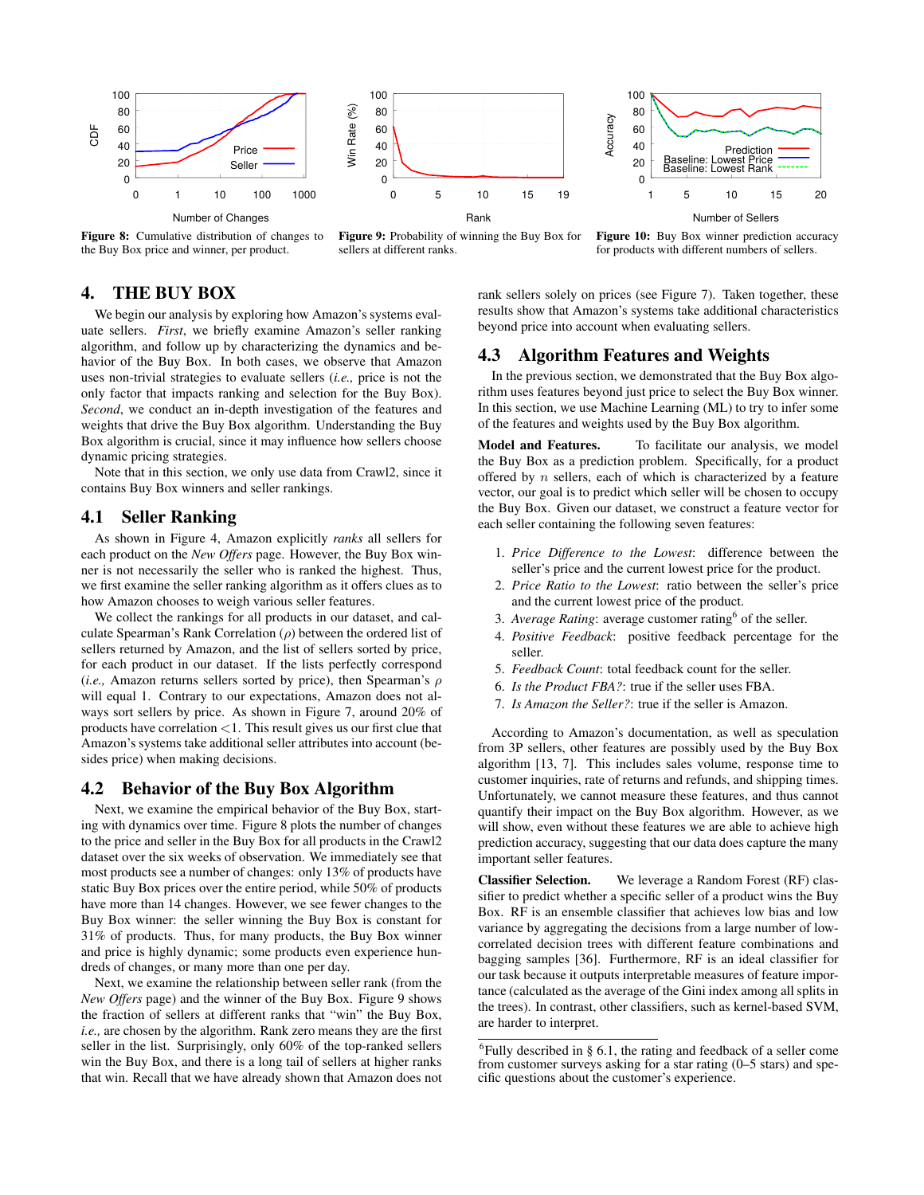Figure 8: Cumulative distribution of changes to the Buy Box price and winner, per product.

Figure 9: Probability of winning the Buy Box for sellers at different ranks.

Figure 10: Buy Box winner prediction accuracy for products with different numbers of sellers.

# 4. THE BUY BOX

We begin our analysis by exploring how Amazon's systems evaluate sellers. *First*, we briefly examine Amazon's seller ranking algorithm, and follow up by characterizing the dynamics and behavior of the Buy Box. In both cases, we observe that Amazon uses non-trivial strategies to evaluate sellers (*i.e.,* price is not the only factor that impacts ranking and selection for the Buy Box). *Second*, we conduct an in-depth investigation of the features and weights that drive the Buy Box algorithm. Understanding the Buy Box algorithm is crucial, since it may influence how sellers choose dynamic pricing strategies.

Note that in this section, we only use data from Crawl2, since it contains Buy Box winners and seller rankings.

## 4.1 Seller Ranking

As shown in Figure 4, Amazon explicitly *ranks* all sellers for each product on the *New Offers* page. However, the Buy Box winner is not necessarily the seller who is ranked the highest. Thus, we first examine the seller ranking algorithm as it offers clues as to how Amazon chooses to weigh various seller features.

We collect the rankings for all products in our dataset, and calculate Spearman's Rank Correlation ($\rho$) between the ordered list of sellers returned by Amazon, and the list of sellers sorted by price, for each product in our dataset. If the lists perfectly correspond (*i.e.,* Amazon returns sellers sorted by price), then Spearman's $\rho$ will equal 1. Contrary to our expectations, Amazon does not always sort sellers by price. As shown in Figure 7, around 20% of products have correlation $<1$. This result gives us our first clue that Amazon's systems take additional seller attributes into account (besides price) when making decisions.

## 4.2 Behavior of the Buy Box Algorithm

Next, we examine the empirical behavior of the Buy Box, starting with dynamics over time. Figure 8 plots the number of changes to the price and seller in the Buy Box for all products in the Crawl2 dataset over the six weeks of observation. We immediately see that most products see a number of changes: only 13% of products have static Buy Box prices over the entire period, while 50% of products have more than 14 changes. However, we see fewer changes to the Buy Box winner: the seller winning the Buy Box is constant for 31% of products. Thus, for many products, the Buy Box winner and price is highly dynamic; some products even experience hundreds of changes, or many more than one per day.

Next, we examine the relationship between seller rank (from the *New Offers* page) and the winner of the Buy Box. Figure 9 shows the fraction of sellers at different ranks that "win" the Buy Box, *i.e.,* are chosen by the algorithm. Rank zero means they are the first seller in the list. Surprisingly, only 60% of the top-ranked sellers win the Buy Box, and there is a long tail of sellers at higher ranks that win. Recall that we have already shown that Amazon does not rank sellers solely on prices (see Figure 7). Taken together, these results show that Amazon's systems take additional characteristics beyond price into account when evaluating sellers.

## 4.3 Algorithm Features and Weights

In the previous section, we demonstrated that the Buy Box algorithm uses features beyond just price to select the Buy Box winner. In this section, we use Machine Learning (ML) to try to infer some of the features and weights used by the Buy Box algorithm.

**Model and Features.** To facilitate our analysis, we model the Buy Box as a prediction problem. Specifically, for a product offered by $n$ sellers, each of which is characterized by a feature vector, our goal is to predict which seller will be chosen to occupy the Buy Box. Given our dataset, we construct a feature vector for each seller containing the following seven features:

1. *Price Difference to the Lowest*: difference between the seller's price and the current lowest price for the product.
2. *Price Ratio to the Lowest*: ratio between the seller's price and the current lowest price of the product.
3. *Average Rating*: average customer rating[6] of the seller.
4. *Positive Feedback*: positive feedback percentage for the seller.
5. *Feedback Count*: total feedback count for the seller.
6. *Is the Product FBA?*: true if the seller uses FBA.
7. *Is Amazon the Seller?*: true if the seller is Amazon.

According to Amazon's documentation, as well as speculation from 3P sellers, other features are possibly used by the Buy Box algorithm [13, 7]. This includes sales volume, response time to customer inquiries, rate of returns and refunds, and shipping times. Unfortunately, we cannot measure these features, and thus cannot quantify their impact on the Buy Box algorithm. However, as we will show, even without these features we are able to achieve high prediction accuracy, suggesting that our data does capture the many important seller features.

**Classifier Selection.** We leverage a Random Forest (RF) classifier to predict whether a specific seller of a product wins the Buy Box. RF is an ensemble classifier that achieves low bias and low variance by aggregating the decisions from a large number of low-correlated decision trees with different feature combinations and bagging samples [36]. Furthermore, RF is an ideal classifier for our task because it outputs interpretable measures of feature importance (calculated as the average of the Gini index among all splits in the trees). In contrast, other classifiers, such as kernel-based SVM, are harder to interpret.

[6] Fully described in § 6.1, the rating and feedback of a seller come from customer surveys asking for a star rating (0–5 stars) and specific questions about the customer's experience.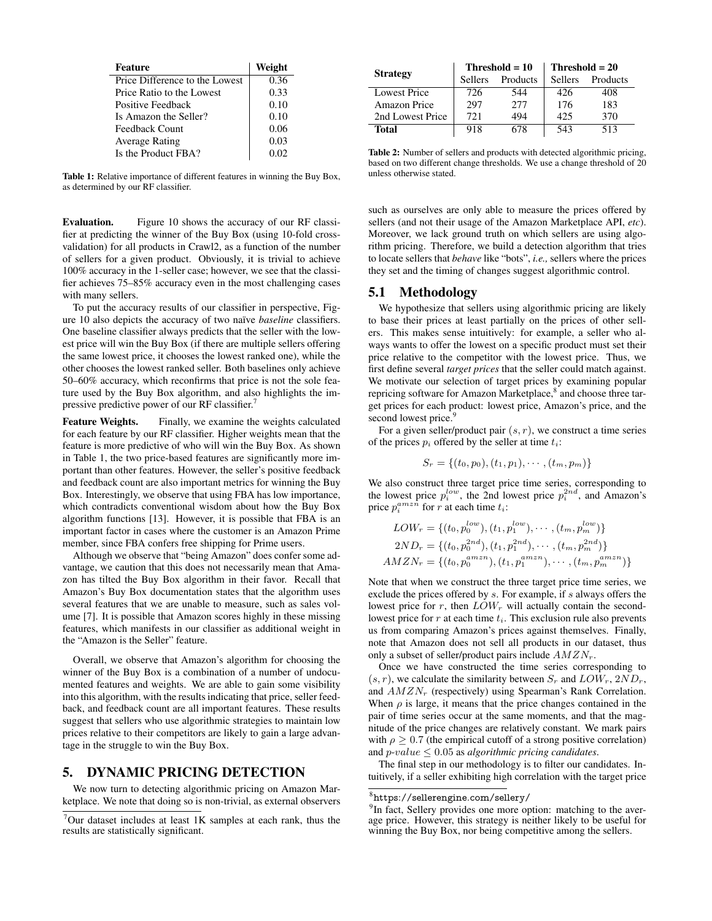| Feature | Weight |
|---|---|
| Price Difference to the Lowest | 0.36 |
| Price Ratio to the Lowest | 0.33 |
| Positive Feedback | 0.10 |
| Is Amazon the Seller? | 0.10 |
| Feedback Count | 0.06 |
| Average Rating | 0.03 |
| Is the Product FBA? | 0.02 |

**Table 1:** Relative importance of different features in winning the Buy Box, as determined by our RF classifier.

**Evaluation.** Figure 10 shows the accuracy of our RF classifier at predicting the winner of the Buy Box (using 10-fold cross-validation) for all products in Crawl2, as a function of the number of sellers for a given product. Obviously, it is trivial to achieve 100% accuracy in the 1-seller case; however, we see that the classifier achieves 75–85% accuracy even in the most challenging cases with many sellers.

To put the accuracy results of our classifier in perspective, Figure 10 also depicts the accuracy of two naïve *baseline* classifiers. One baseline classifier always predicts that the seller with the lowest price will win the Buy Box (if there are multiple sellers offering the same lowest price, it chooses the lowest ranked one), while the other chooses the lowest ranked seller. Both baselines only achieve 50–60% accuracy, which reconfirms that price is not the sole feature used by the Buy Box algorithm, and also highlights the impressive predictive power of our RF classifier.[7]

**Feature Weights.** Finally, we examine the weights calculated for each feature by our RF classifier. Higher weights mean that the feature is more predictive of who will win the Buy Box. As shown in Table 1, the two price-based features are significantly more important than other features. However, the seller's positive feedback and feedback count are also important metrics for winning the Buy Box. Interestingly, we observe that using FBA has low importance, which contradicts conventional wisdom about how the Buy Box algorithm functions [13]. However, it is possible that FBA is an important factor in cases where the customer is an Amazon Prime member, since FBA confers free shipping for Prime users.

Although we observe that "being Amazon" does confer some advantage, we caution that this does not necessarily mean that Amazon has tilted the Buy Box algorithm in their favor. Recall that Amazon's Buy Box documentation states that the algorithm uses several features that we are unable to measure, such as sales volume [7]. It is possible that Amazon scores highly in these missing features, which manifests in our classifier as additional weight in the "Amazon is the Seller" feature.

Overall, we observe that Amazon's algorithm for choosing the winner of the Buy Box is a combination of a number of undocumented features and weights. We are able to gain some visibility into this algorithm, with the results indicating that price, seller feedback, and feedback count are all important features. These results suggest that sellers who use algorithmic strategies to maintain low prices relative to their competitors are likely to gain a large advantage in the struggle to win the Buy Box.

# 5. DYNAMIC PRICING DETECTION

We now turn to detecting algorithmic pricing on Amazon Marketplace. We note that doing so is non-trivial, as external observers such as ourselves are only able to measure the prices offered by sellers (and not their usage of the Amazon Marketplace API, *etc*). Moreover, we lack ground truth on which sellers are using algorithm pricing. Therefore, we build a detection algorithm that tries to locate sellers that *behave* like "bots", *i.e.,* sellers where the prices they set and the timing of changes suggest algorithmic control.

| Strategy | Threshold = 10 | | Threshold = 20 | |
|---|---|---|---|---|
| | Sellers | Products | Sellers | Products |
| Lowest Price | 726 | 544 | 426 | 408 |
| Amazon Price | 297 | 277 | 176 | 183 |
| 2nd Lowest Price | 721 | 494 | 425 | 370 |
| **Total** | 918 | 678 | 543 | 513 |

**Table 2:** Number of sellers and products with detected algorithmic pricing, based on two different change thresholds. We use a change threshold of 20 unless otherwise stated.

## 5.1 Methodology

We hypothesize that sellers using algorithmic pricing are likely to base their prices at least partially on the prices of other sellers. This makes sense intuitively: for example, a seller who always wants to offer the lowest on a specific product must set their price relative to the competitor with the lowest price. Thus, we first define several *target prices* that the seller could match against. We motivate our selection of target prices by examining popular repricing software for Amazon Marketplace,[8] and choose three target prices for each product: lowest price, Amazon's price, and the second lowest price.[9]

For a given seller/product pair $(s, r)$, we construct a time series of the prices $p_i$ offered by the seller at time $t_i$:

$$S_r = \{(t_0, p_0), (t_1, p_1), \cdots, (t_m, p_m)\}$$

We also construct three target price time series, corresponding to the lowest price $p_i^{low}$, the 2nd lowest price $p_i^{2nd}$, and Amazon's price $p_i^{amzn}$ for $r$ at each time $t_i$:

$$LOW_r = \{(t_0, p_0^{low}), (t_1, p_1^{low}), \cdots, (t_m, p_m^{low})\}$$
$$2ND_r = \{(t_0, p_0^{2nd}), (t_1, p_1^{2nd}), \cdots, (t_m, p_m^{2nd})\}$$
$$AMZN_r = \{(t_0, p_0^{amzn}), (t_1, p_1^{amzn}), \cdots, (t_m, p_m^{amzn})\}$$

Note that when we construct the three target price time series, we exclude the prices offered by $s$. For example, if $s$ always offers the lowest price for $r$, then $LOW_r$ will actually contain the second-lowest price for $r$ at each time $t_i$. This exclusion rule also prevents us from comparing Amazon's prices against themselves. Finally, note that Amazon does not sell all products in our dataset, thus only a subset of seller/product pairs include $AMZN_r$.

Once we have constructed the time series corresponding to $(s, r)$, we calculate the similarity between $S_r$ and $LOW_r$, $2ND_r$, and $AMZN_r$ (respectively) using Spearman's Rank Correlation. When $\rho$ is large, it means that the price changes contained in the pair of time series occur at the same moments, and that the magnitude of the price changes are relatively constant. We mark pairs with $\rho \geq 0.7$ (the empirical cutoff of a strong positive correlation) and $p\text{-}value \leq 0.05$ as *algorithmic pricing candidates*.

The final step in our methodology is to filter our candidates. Intuitively, if a seller exhibiting high correlation with the target price

[7] Our dataset includes at least 1K samples at each rank, thus the results are statistically significant.

[8] https://sellerengine.com/sellery/

[9] In fact, Sellery provides one more option: matching to the average price. However, this strategy is neither likely to be useful for winning the Buy Box, nor being competitive among the sellers.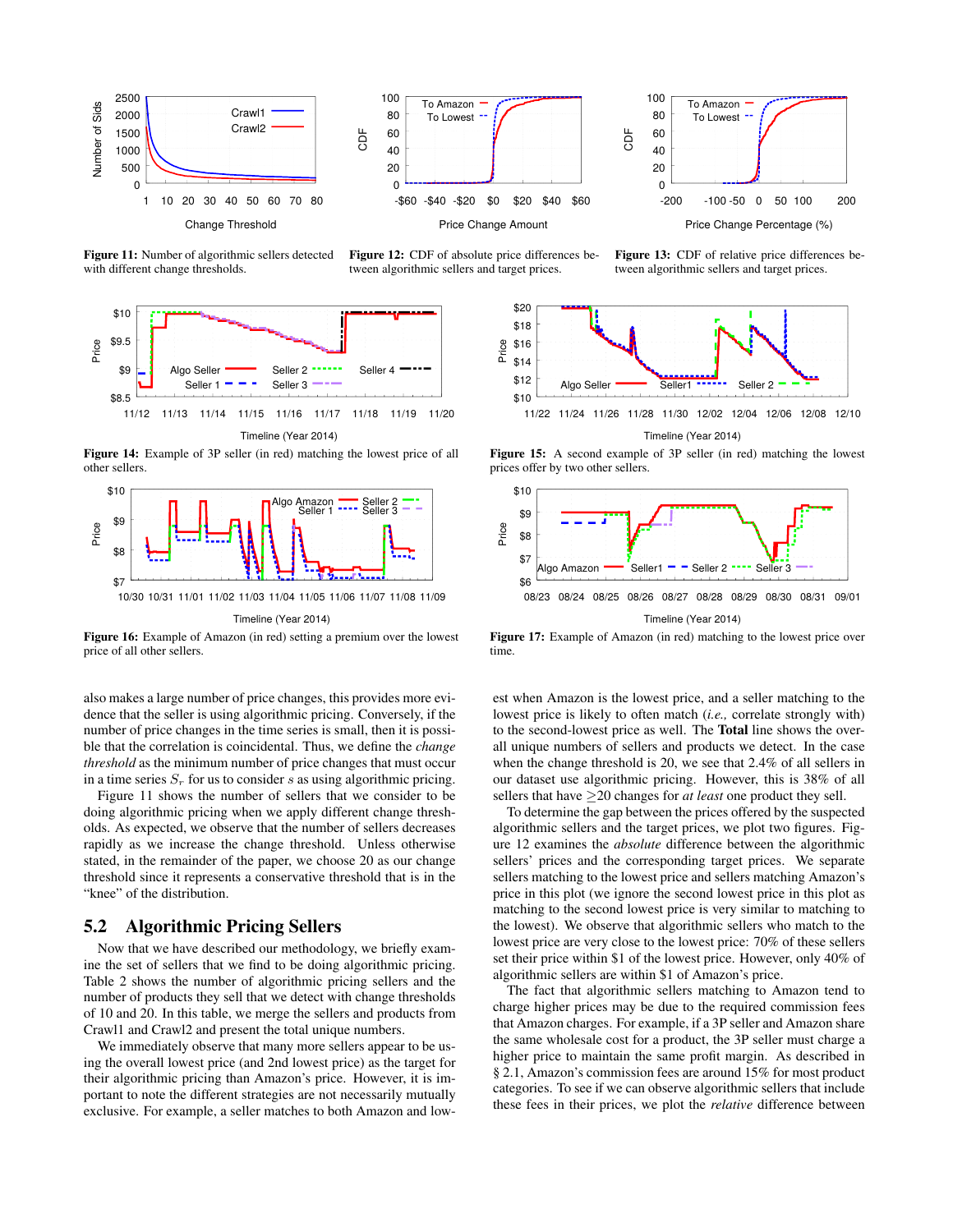Figure 11: Number of algorithmic sellers detected with different change thresholds.

Figure 12: CDF of absolute price differences between algorithmic sellers and target prices.

Figure 13: CDF of relative price differences between algorithmic sellers and target prices.

Figure 14: Example of 3P seller (in red) matching the lowest price of all other sellers.

Figure 15: A second example of 3P seller (in red) matching the lowest prices offer by two other sellers.

Figure 16: Example of Amazon (in red) setting a premium over the lowest price of all other sellers.

Figure 17: Example of Amazon (in red) matching to the lowest price over time.

also makes a large number of price changes, this provides more evidence that the seller is using algorithmic pricing. Conversely, if the number of price changes in the time series is small, then it is possible that the correlation is coincidental. Thus, we define the *change threshold* as the minimum number of price changes that must occur in a time series $S_r$ for us to consider $s$ as using algorithmic pricing.

Figure 11 shows the number of sellers that we consider to be doing algorithmic pricing when we apply different change thresholds. As expected, we observe that the number of sellers decreases rapidly as we increase the change threshold. Unless otherwise stated, in the remainder of the paper, we choose 20 as our change threshold since it represents a conservative threshold that is in the "knee" of the distribution.

## 5.2 Algorithmic Pricing Sellers

Now that we have described our methodology, we briefly examine the set of sellers that we find to be doing algorithmic pricing. Table 2 shows the number of algorithmic pricing sellers and the number of products they sell that we detect with change thresholds of 10 and 20. In this table, we merge the sellers and products from Crawl1 and Crawl2 and present the total unique numbers.

We immediately observe that many more sellers appear to be using the overall lowest price (and 2nd lowest price) as the target for their algorithmic pricing than Amazon's price. However, it is important to note the different strategies are not necessarily mutually exclusive. For example, a seller matches to both Amazon and lowest when Amazon is the lowest price, and a seller matching to the lowest price is likely to often match (*i.e.,* correlate strongly with) to the second-lowest price as well. The **Total** line shows the overall unique numbers of sellers and products we detect. In the case when the change threshold is 20, we see that 2.4% of all sellers in our dataset use algorithmic pricing. However, this is 38% of all sellers that have $\geq$20 changes for *at least* one product they sell.

To determine the gap between the prices offered by the suspected algorithmic sellers and the target prices, we plot two figures. Figure 12 examines the *absolute* difference between the algorithmic sellers' prices and the corresponding target prices. We separate sellers matching to the lowest price and sellers matching Amazon's price in this plot (we ignore the second lowest price in this plot as matching to the second lowest price is very similar to matching to the lowest). We observe that algorithmic sellers who match to the lowest price are very close to the lowest price: 70% of these sellers set their price within \$1 of the lowest price. However, only 40% of algorithmic sellers are within \$1 of Amazon's price.

The fact that algorithmic sellers matching to Amazon tend to charge higher prices may be due to the required commission fees that Amazon charges. For example, if a 3P seller and Amazon share the same wholesale cost for a product, the 3P seller must charge a higher price to maintain the same profit margin. As described in § 2.1, Amazon's commission fees are around 15% for most product categories. To see if we can observe algorithmic sellers that include these fees in their prices, we plot the *relative* difference between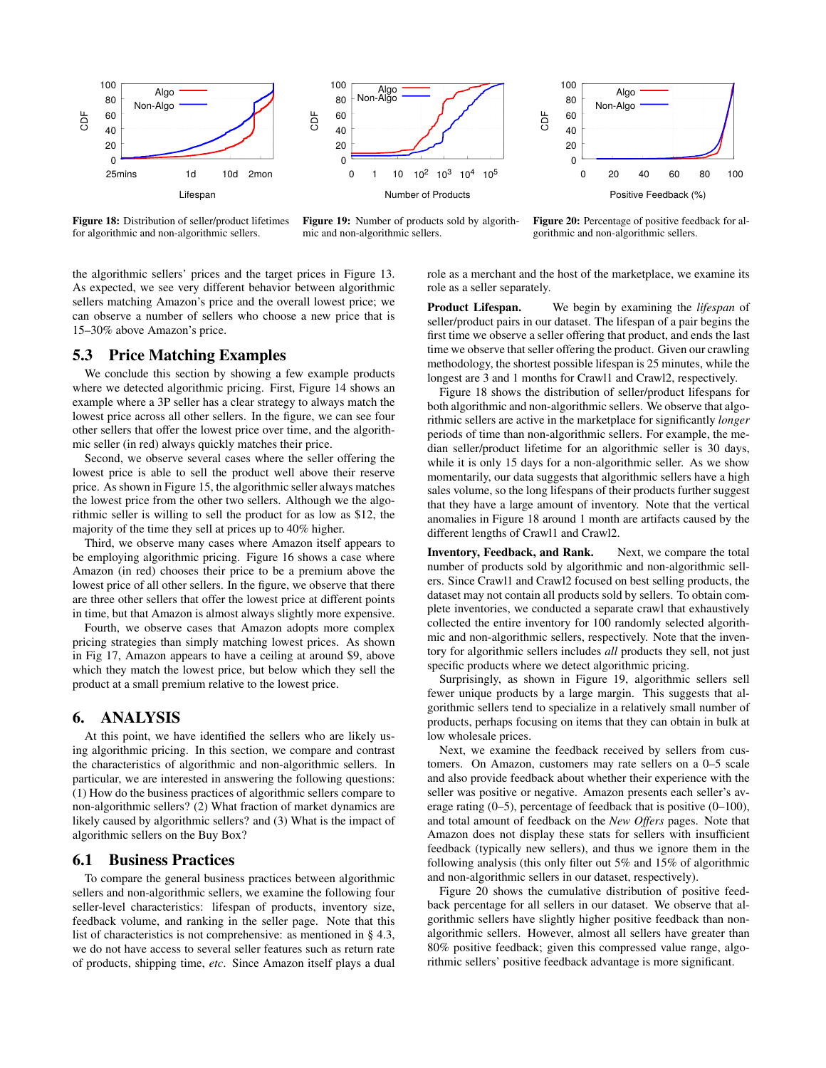Figure 18: Distribution of seller/product lifetimes for algorithmic and non-algorithmic sellers.

Figure 19: Number of products sold by algorithmic and non-algorithmic sellers.

Figure 20: Percentage of positive feedback for algorithmic and non-algorithmic sellers.

the algorithmic sellers' prices and the target prices in Figure 13. As expected, we see very different behavior between algorithmic sellers matching Amazon's price and the overall lowest price; we can observe a number of sellers who choose a new price that is 15–30% above Amazon's price.

## 5.3 Price Matching Examples

We conclude this section by showing a few example products where we detected algorithmic pricing. First, Figure 14 shows an example where a 3P seller has a clear strategy to always match the lowest price across all other sellers. In the figure, we can see four other sellers that offer the lowest price over time, and the algorithmic seller (in red) always quickly matches their price.

Second, we observe several cases where the seller offering the lowest price is able to sell the product well above their reserve price. As shown in Figure 15, the algorithmic seller always matches the lowest price from the other two sellers. Although we the algorithmic seller is willing to sell the product for as low as $12, the majority of the time they sell at prices up to 40% higher.

Third, we observe many cases where Amazon itself appears to be employing algorithmic pricing. Figure 16 shows a case where Amazon (in red) chooses their price to be a premium above the lowest price of all other sellers. In the figure, we observe that there are three other sellers that offer the lowest price at different points in time, but that Amazon is almost always slightly more expensive.

Fourth, we observe cases that Amazon adopts more complex pricing strategies than simply matching lowest prices. As shown in Fig 17, Amazon appears to have a ceiling at around $9, above which they match the lowest price, but below which they sell the product at a small premium relative to the lowest price.

# 6. ANALYSIS

At this point, we have identified the sellers who are likely using algorithmic pricing. In this section, we compare and contrast the characteristics of algorithmic and non-algorithmic sellers. In particular, we are interested in answering the following questions: (1) How do the business practices of algorithmic sellers compare to non-algorithmic sellers? (2) What fraction of market dynamics are likely caused by algorithmic sellers? and (3) What is the impact of algorithmic sellers on the Buy Box?

## 6.1 Business Practices

To compare the general business practices between algorithmic sellers and non-algorithmic sellers, we examine the following four seller-level characteristics: lifespan of products, inventory size, feedback volume, and ranking in the seller page. Note that this list of characteristics is not comprehensive: as mentioned in § 4.3, we do not have access to several seller features such as return rate of products, shipping time, *etc*. Since Amazon itself plays a dual role as a merchant and the host of the marketplace, we examine its role as a seller separately.

**Product Lifespan.** We begin by examining the *lifespan* of seller/product pairs in our dataset. The lifespan of a pair begins the first time we observe a seller offering that product, and ends the last time we observe that seller offering the product. Given our crawling methodology, the shortest possible lifespan is 25 minutes, while the longest are 3 and 1 months for Crawl1 and Crawl2, respectively.

Figure 18 shows the distribution of seller/product lifespans for both algorithmic and non-algorithmic sellers. We observe that algorithmic sellers are active in the marketplace for significantly *longer* periods of time than non-algorithmic sellers. For example, the median seller/product lifetime for an algorithmic seller is 30 days, while it is only 15 days for a non-algorithmic seller. As we show momentarily, our data suggests that algorithmic sellers have a high sales volume, so the long lifespans of their products further suggest that they have a large amount of inventory. Note that the vertical anomalies in Figure 18 around 1 month are artifacts caused by the different lengths of Crawl1 and Crawl2.

**Inventory, Feedback, and Rank.** Next, we compare the total number of products sold by algorithmic and non-algorithmic sellers. Since Crawl1 and Crawl2 focused on best selling products, the dataset may not contain all products sold by sellers. To obtain complete inventories, we conducted a separate crawl that exhaustively collected the entire inventory for 100 randomly selected algorithmic and non-algorithmic sellers, respectively. Note that the inventory for algorithmic sellers includes *all* products they sell, not just specific products where we detect algorithmic pricing.

Surprisingly, as shown in Figure 19, algorithmic sellers sell fewer unique products by a large margin. This suggests that algorithmic sellers tend to specialize in a relatively small number of products, perhaps focusing on items that they can obtain in bulk at low wholesale prices.

Next, we examine the feedback received by sellers from customers. On Amazon, customers may rate sellers on a 0–5 scale and also provide feedback about whether their experience with the seller was positive or negative. Amazon presents each seller's average rating (0–5), percentage of feedback that is positive (0–100), and total amount of feedback on the *New Offers* pages. Note that Amazon does not display these stats for sellers with insufficient feedback (typically new sellers), and thus we ignore them in the following analysis (this only filter out 5% and 15% of algorithmic and non-algorithmic sellers in our dataset, respectively).

Figure 20 shows the cumulative distribution of positive feedback percentage for all sellers in our dataset. We observe that algorithmic sellers have slightly higher positive feedback than non-algorithmic sellers. However, almost all sellers have greater than 80% positive feedback; given this compressed value range, algorithmic sellers' positive feedback advantage is more significant.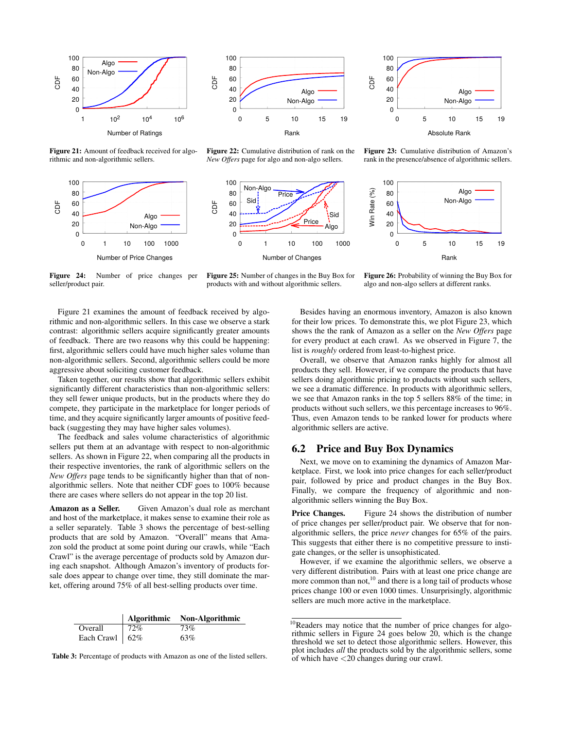Figure 21: Amount of feedback received for algorithmic and non-algorithmic sellers.

Figure 22: Cumulative distribution of rank on the *New Offers* page for algo and non-algo sellers.

Figure 23: Cumulative distribution of Amazon's rank in the presence/absence of algorithmic sellers.

Figure 24: Number of price changes per seller/product pair.

Figure 25: Number of changes in the Buy Box for products with and without algorithmic sellers.

Figure 26: Probability of winning the Buy Box for algo and non-algo sellers at different ranks.

Figure 21 examines the amount of feedback received by algorithmic and non-algorithmic sellers. In this case we observe a stark contrast: algorithmic sellers acquire significantly greater amounts of feedback. There are two reasons why this could be happening: first, algorithmic sellers could have much higher sales volume than non-algorithmic sellers. Second, algorithmic sellers could be more aggressive about soliciting customer feedback.

Taken together, our results show that algorithmic sellers exhibit significantly different characteristics than non-algorithmic sellers: they sell fewer unique products, but in the products where they do compete, they participate in the marketplace for longer periods of time, and they acquire significantly larger amounts of positive feedback (suggesting they may have higher sales volumes).

The feedback and sales volume characteristics of algorithmic sellers put them at an advantage with respect to non-algorithmic sellers. As shown in Figure 22, when comparing all the products in their respective inventories, the rank of algorithmic sellers on the *New Offers* page tends to be significantly higher than that of non-algorithmic sellers. Note that neither CDF goes to 100% because there are cases where sellers do not appear in the top 20 list.

**Amazon as a Seller.** Given Amazon's dual role as merchant and host of the marketplace, it makes sense to examine their role as a seller separately. Table 3 shows the percentage of best-selling products that are sold by Amazon. "Overall" means that Amazon sold the product at some point during our crawls, while "Each Crawl" is the average percentage of products sold by Amazon during each snapshot. Although Amazon's inventory of products for-sale does appear to change over time, they still dominate the market, offering around 75% of all best-selling products over time.

| | Algorithmic | Non-Algorithmic |
|---|---|---|
| Overall | 72% | 73% |
| Each Crawl | 62% | 63% |

Table 3: Percentage of products with Amazon as one of the listed sellers.

Besides having an enormous inventory, Amazon is also known for their low prices. To demonstrate this, we plot Figure 23, which shows the the rank of Amazon as a seller on the *New Offers* page for every product at each crawl. As we observed in Figure 7, the list is *roughly* ordered from least-to-highest price.

Overall, we observe that Amazon ranks highly for almost all products they sell. However, if we compare the products that have sellers doing algorithmic pricing to products without such sellers, we see a dramatic difference. In products with algorithmic sellers, we see that Amazon ranks in the top 5 sellers 88% of the time; in products without such sellers, we this percentage increases to 96%. Thus, even Amazon tends to be ranked lower for products where algorithmic sellers are active.

## 6.2 Price and Buy Box Dynamics

Next, we move on to examining the dynamics of Amazon Marketplace. First, we look into price changes for each seller/product pair, followed by price and product changes in the Buy Box. Finally, we compare the frequency of algorithmic and non-algorithmic sellers winning the Buy Box.

**Price Changes.** Figure 24 shows the distribution of number of price changes per seller/product pair. We observe that for non-algorithmic sellers, the price *never* changes for 65% of the pairs. This suggests that either there is no competitive pressure to instigate changes, or the seller is unsophisticated.

However, if we examine the algorithmic sellers, we observe a very different distribution. Pairs with at least one price change are more common than not,[10] and there is a long tail of products whose prices change 100 or even 1000 times. Unsurprisingly, algorithmic sellers are much more active in the marketplace.

[10]Readers may notice that the number of price changes for algorithmic sellers in Figure 24 goes below 20, which is the change threshold we set to detect those algorithmic sellers. However, this plot includes *all* the products sold by the algorithmic sellers, some of which have <20 changes during our crawl.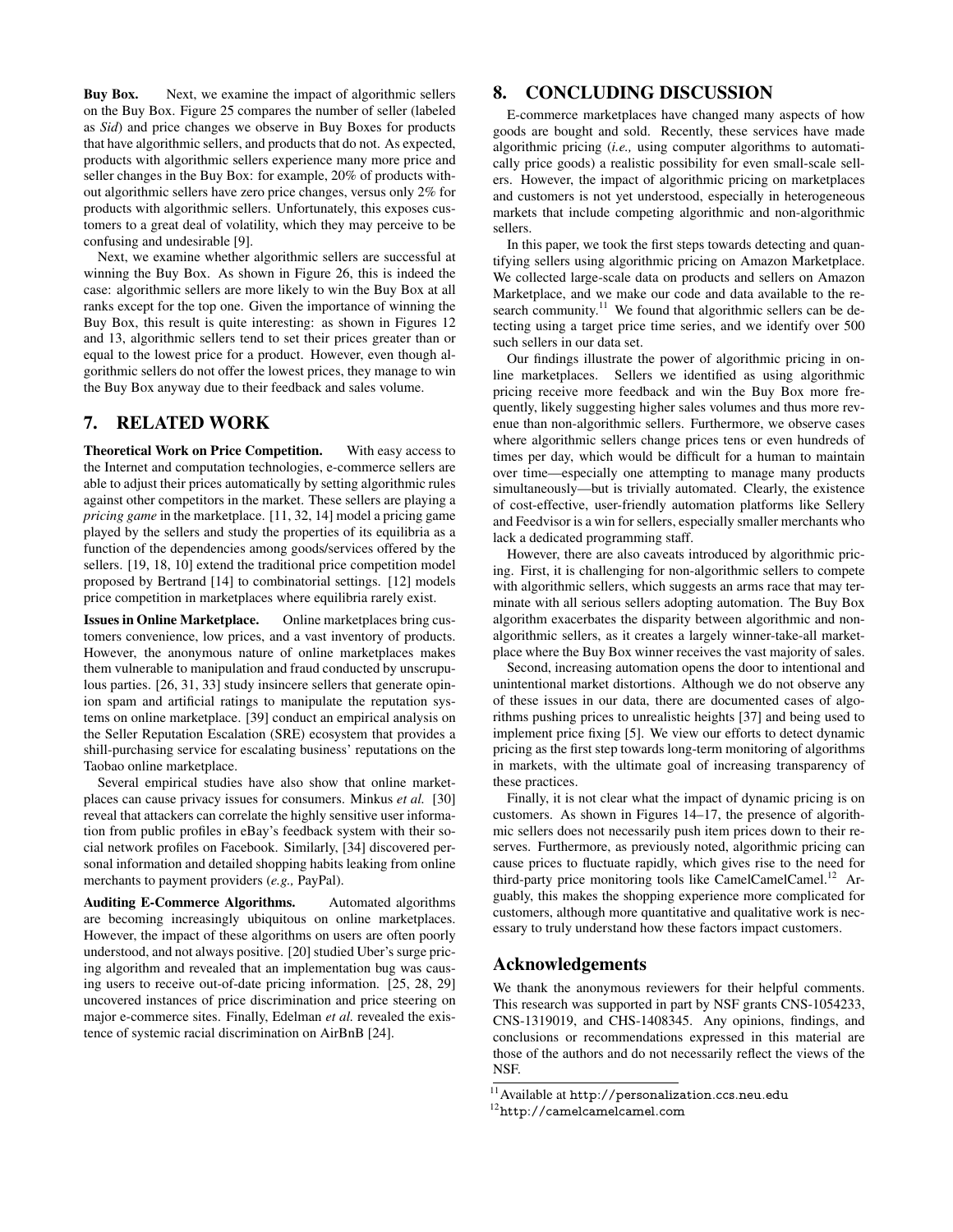**Buy Box.** Next, we examine the impact of algorithmic sellers on the Buy Box. Figure 25 compares the number of seller (labeled as *Sid*) and price changes we observe in Buy Boxes for products that have algorithmic sellers, and products that do not. As expected, products with algorithmic sellers experience many more price and seller changes in the Buy Box: for example, 20% of products without algorithmic sellers have zero price changes, versus only 2% for products with algorithmic sellers. Unfortunately, this exposes customers to a great deal of volatility, which they may perceive to be confusing and undesirable [9].

Next, we examine whether algorithmic sellers are successful at winning the Buy Box. As shown in Figure 26, this is indeed the case: algorithmic sellers are more likely to win the Buy Box at all ranks except for the top one. Given the importance of winning the Buy Box, this result is quite interesting: as shown in Figures 12 and 13, algorithmic sellers tend to set their prices greater than or equal to the lowest price for a product. However, even though algorithmic sellers do not offer the lowest prices, they manage to win the Buy Box anyway due to their feedback and sales volume.

## 7. RELATED WORK

**Theoretical Work on Price Competition.** With easy access to the Internet and computation technologies, e-commerce sellers are able to adjust their prices automatically by setting algorithmic rules against other competitors in the market. These sellers are playing a *pricing game* in the marketplace. [11, 32, 14] model a pricing game played by the sellers and study the properties of its equilibria as a function of the dependencies among goods/services offered by the sellers. [19, 18, 10] extend the traditional price competition model proposed by Bertrand [14] to combinatorial settings. [12] models price competition in marketplaces where equilibria rarely exist.

**Issues in Online Marketplace.** Online marketplaces bring customers convenience, low prices, and a vast inventory of products. However, the anonymous nature of online marketplaces makes them vulnerable to manipulation and fraud conducted by unscrupulous parties. [26, 31, 33] study insincere sellers that generate opinion spam and artificial ratings to manipulate the reputation systems on online marketplace. [39] conduct an empirical analysis on the Seller Reputation Escalation (SRE) ecosystem that provides a shill-purchasing service for escalating business' reputations on the Taobao online marketplace.

Several empirical studies have also show that online marketplaces can cause privacy issues for consumers. Minkus *et al.* [30] reveal that attackers can correlate the highly sensitive user information from public profiles in eBay's feedback system with their social network profiles on Facebook. Similarly, [34] discovered personal information and detailed shopping habits leaking from online merchants to payment providers (*e.g.,* PayPal).

**Auditing E-Commerce Algorithms.** Automated algorithms are becoming increasingly ubiquitous on online marketplaces. However, the impact of these algorithms on users are often poorly understood, and not always positive. [20] studied Uber's surge pricing algorithm and revealed that an implementation bug was causing users to receive out-of-date pricing information. [25, 28, 29] uncovered instances of price discrimination and price steering on major e-commerce sites. Finally, Edelman *et al.* revealed the existence of systemic racial discrimination on AirBnB [24].

## 8. CONCLUDING DISCUSSION

E-commerce marketplaces have changed many aspects of how goods are bought and sold. Recently, these services have made algorithmic pricing (*i.e.,* using computer algorithms to automatically price goods) a realistic possibility for even small-scale sellers. However, the impact of algorithmic pricing on marketplaces and customers is not yet understood, especially in heterogeneous markets that include competing algorithmic and non-algorithmic sellers.

In this paper, we took the first steps towards detecting and quantifying sellers using algorithmic pricing on Amazon Marketplace. We collected large-scale data on products and sellers on Amazon Marketplace, and we make our code and data available to the research community.[11] We found that algorithmic sellers can be detecting using a target price time series, and we identify over 500 such sellers in our data set.

Our findings illustrate the power of algorithmic pricing in online marketplaces. Sellers we identified as using algorithmic pricing receive more feedback and win the Buy Box more frequently, likely suggesting higher sales volumes and thus more revenue than non-algorithmic sellers. Furthermore, we observe cases where algorithmic sellers change prices tens or even hundreds of times per day, which would be difficult for a human to maintain over time—especially one attempting to manage many products simultaneously—but is trivially automated. Clearly, the existence of cost-effective, user-friendly automation platforms like Sellery and Feedvisor is a win for sellers, especially smaller merchants who lack a dedicated programming staff.

However, there are also caveats introduced by algorithmic pricing. First, it is challenging for non-algorithmic sellers to compete with algorithmic sellers, which suggests an arms race that may terminate with all serious sellers adopting automation. The Buy Box algorithm exacerbates the disparity between algorithmic and non-algorithmic sellers, as it creates a largely winner-take-all marketplace where the Buy Box winner receives the vast majority of sales.

Second, increasing automation opens the door to intentional and unintentional market distortions. Although we do not observe any of these issues in our data, there are documented cases of algorithms pushing prices to unrealistic heights [37] and being used to implement price fixing [5]. We view our efforts to detect dynamic pricing as the first step towards long-term monitoring of algorithms in markets, with the ultimate goal of increasing transparency of these practices.

Finally, it is not clear what the impact of dynamic pricing is on customers. As shown in Figures 14–17, the presence of algorithmic sellers does not necessarily push item prices down to their reserves. Furthermore, as previously noted, algorithmic pricing can cause prices to fluctuate rapidly, which gives rise to the need for third-party price monitoring tools like CamelCamelCamel.[12] Arguably, this makes the shopping experience more complicated for customers, although more quantitative and qualitative work is necessary to truly understand how these factors impact customers.

## Acknowledgements

We thank the anonymous reviewers for their helpful comments. This research was supported in part by NSF grants CNS-1054233, CNS-1319019, and CHS-1408345. Any opinions, findings, and conclusions or recommendations expressed in this material are those of the authors and do not necessarily reflect the views of the NSF.

[11] Available at http://personalization.ccs.neu.edu

[12] http://camelcamelcamel.com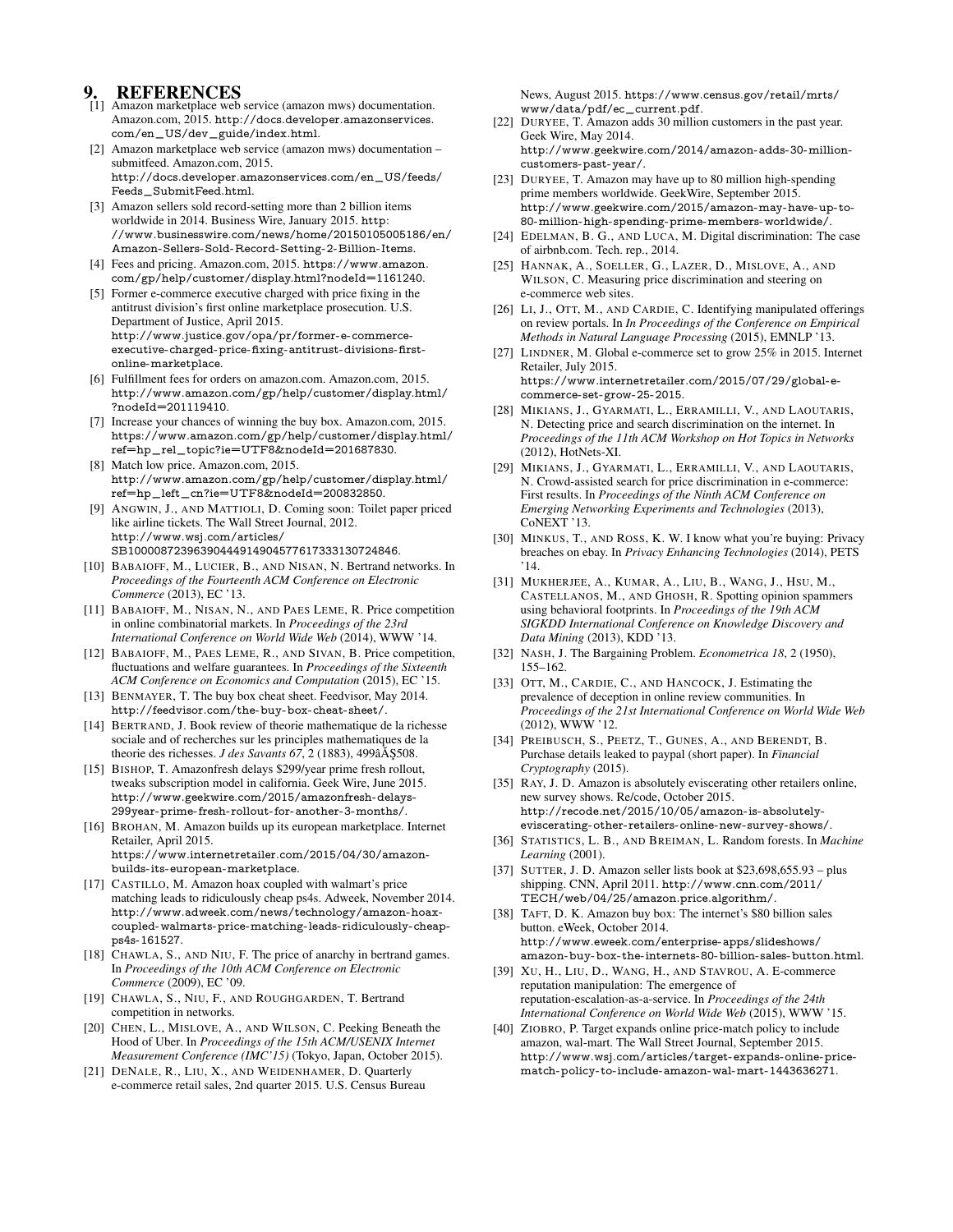# 9. REFERENCES

[1] Amazon marketplace web service (amazon mws) documentation. Amazon.com, 2015. http://docs.developer.amazonservices.com/en_US/dev_guide/index.html.

[2] Amazon marketplace web service (amazon mws) documentation – submitfeed. Amazon.com, 2015. http://docs.developer.amazonservices.com/en_US/feeds/Feeds_SubmitFeed.html.

[3] Amazon sellers sold record-setting more than 2 billion items worldwide in 2014. Business Wire, January 2015. http://www.businesswire.com/news/home/20150105005186/en/Amazon-Sellers-Sold-Record-Setting-2-Billion-Items.

[4] Fees and pricing. Amazon.com, 2015. https://www.amazon.com/gp/help/customer/display.html?nodeId=1161240.

[5] Former e-commerce executive charged with price fixing in the antitrust division's first online marketplace prosecution. U.S. Department of Justice, April 2015. http://www.justice.gov/opa/pr/former-e-commerce-executive-charged-price-fixing-antitrust-divisions-first-online-marketplace.

[6] Fulfillment fees for orders on amazon.com. Amazon.com, 2015. http://www.amazon.com/gp/help/customer/display.html/?nodeId=201119410.

[7] Increase your chances of winning the buy box. Amazon.com, 2015. https://www.amazon.com/gp/help/customer/display.html/ref=hp_rel_topic?ie=UTF8&nodeId=201687830.

[8] Match low price. Amazon.com, 2015. http://www.amazon.com/gp/help/customer/display.html/ref=hp_left_cn?ie=UTF8&nodeId=200832850.

[9] Angwin, J., and Mattioli, D. Coming soon: Toilet paper priced like airline tickets. The Wall Street Journal, 2012. http://www.wsj.com/articles/SB10000872396390444914904577617333130724846.

[10] Babaioff, M., Lucier, B., and Nisan, N. Bertrand networks. In *Proceedings of the Fourteenth ACM Conference on Electronic Commerce* (2013), EC '13.

[11] Babaioff, M., Nisan, N., and Paes Leme, R. Price competition in online combinatorial markets. In *Proceedings of the 23rd International Conference on World Wide Web* (2014), WWW '14.

[12] Babaioff, M., Paes Leme, R., and Sivan, B. Price competition, fluctuations and welfare guarantees. In *Proceedings of the Sixteenth ACM Conference on Economics and Computation* (2015), EC '15.

[13] Benmayer, T. The buy box cheat sheet. Feedvisor, May 2014. http://feedvisor.com/the-buy-box-cheat-sheet/.

[14] Bertrand, J. Book review of theorie mathematique de la richesse sociale and of recherches sur les principles mathematiques de la theorie des richesses. *J des Savants 67*, 2 (1883), 499âĂŞ508.

[15] Bishop, T. Amazonfresh delays $299/year prime fresh rollout, tweaks subscription model in california. Geek Wire, June 2015. http://www.geekwire.com/2015/amazonfresh-delays-299year-prime-fresh-rollout-for-another-3-months/.

[16] Brohan, M. Amazon builds up its european marketplace. Internet Retailer, April 2015. https://www.internetretailer.com/2015/04/30/amazon-builds-its-european-marketplace.

[17] Castillo, M. Amazon hoax coupled with walmart's price matching leads to ridiculously cheap ps4s. Adweek, November 2014. http://www.adweek.com/news/technology/amazon-hoax-coupled-walmarts-price-matching-leads-ridiculously-cheap-ps4s-161527.

[18] Chawla, S., and Niu, F. The price of anarchy in bertrand games. In *Proceedings of the 10th ACM Conference on Electronic Commerce* (2009), EC '09.

[19] Chawla, S., Niu, F., and Roughgarden, T. Bertrand competition in networks.

[20] Chen, L., Mislove, A., and Wilson, C. Peeking Beneath the Hood of Uber. In *Proceedings of the 15th ACM/USENIX Internet Measurement Conference (IMC'15)* (Tokyo, Japan, October 2015).

[21] DeNale, R., Liu, X., and Weidenhamer, D. Quarterly e-commerce retail sales, 2nd quarter 2015. U.S. Census Bureau News, August 2015. https://www.census.gov/retail/mrts/www/data/pdf/ec_current.pdf.

[22] Duryee, T. Amazon adds 30 million customers in the past year. Geek Wire, May 2014. http://www.geekwire.com/2014/amazon-adds-30-million-customers-past-year/.

[23] Duryee, T. Amazon may have up to 80 million high-spending prime members worldwide. GeekWire, September 2015. http://www.geekwire.com/2015/amazon-may-have-up-to-80-million-high-spending-prime-members-worldwide/.

[24] Edelman, B. G., and Luca, M. Digital discrimination: The case of airbnb.com. Tech. rep., 2014.

[25] Hannak, A., Soeller, G., Lazer, D., Mislove, A., and Wilson, C. Measuring price discrimination and steering on e-commerce web sites.

[26] Li, J., Ott, M., and Cardie, C. Identifying manipulated offerings on review portals. In *In Proceedings of the Conference on Empirical Methods in Natural Language Processing* (2015), EMNLP '13.

[27] Lindner, M. Global e-commerce set to grow 25% in 2015. Internet Retailer, July 2015. https://www.internetretailer.com/2015/07/29/global-e-commerce-set-grow-25-2015.

[28] Mikians, J., Gyarmati, L., Erramilli, V., and Laoutaris, N. Detecting price and search discrimination on the internet. In *Proceedings of the 11th ACM Workshop on Hot Topics in Networks* (2012), HotNets-XI.

[29] Mikians, J., Gyarmati, L., Erramilli, V., and Laoutaris, N. Crowd-assisted search for price discrimination in e-commerce: First results. In *Proceedings of the Ninth ACM Conference on Emerging Networking Experiments and Technologies* (2013), CoNEXT '13.

[30] Minkus, T., and Ross, K. W. I know what you're buying: Privacy breaches on ebay. In *Privacy Enhancing Technologies* (2014), PETS '14.

[31] Mukherjee, A., Kumar, A., Liu, B., Wang, J., Hsu, M., Castellanos, M., and Ghosh, R. Spotting opinion spammers using behavioral footprints. In *Proceedings of the 19th ACM SIGKDD International Conference on Knowledge Discovery and Data Mining* (2013), KDD '13.

[32] Nash, J. The Bargaining Problem. *Econometrica 18*, 2 (1950), 155–162.

[33] Ott, M., Cardie, C., and Hancock, J. Estimating the prevalence of deception in online review communities. In *Proceedings of the 21st International Conference on World Wide Web* (2012), WWW '12.

[34] Preibusch, S., Peetz, T., Gunes, A., and Berendt, B. Purchase details leaked to paypal (short paper). In *Financial Cryptography* (2015).

[35] Ray, J. D. Amazon is absolutely eviscerating other retailers online, new survey shows. Re/code, October 2015. http://recode.net/2015/10/05/amazon-is-absolutely-eviscerating-other-retailers-online-new-survey-shows/.

[36] Statistics, L. B., and Breiman, L. Random forests. In *Machine Learning* (2001).

[37] Sutter, J. D. Amazon seller lists book at $23,698,655.93 – plus shipping. CNN, April 2011. http://www.cnn.com/2011/TECH/web/04/25/amazon.price.algorithm/.

[38] Taft, D. K. Amazon buy box: The internet's $80 billion sales button. eWeek, October 2014. http://www.eweek.com/enterprise-apps/slideshows/amazon-buy-box-the-internets-80-billion-sales-button.html.

[39] Xu, H., Liu, D., Wang, H., and Stavrou, A. E-commerce reputation manipulation: The emergence of reputation-escalation-as-a-service. In *Proceedings of the 24th International Conference on World Wide Web* (2015), WWW '15.

[40] Ziobro, P. Target expands online price-match policy to include amazon, wal-mart. The Wall Street Journal, September 2015. http://www.wsj.com/articles/target-expands-online-price-match-policy-to-include-amazon-wal-mart-1443636271.